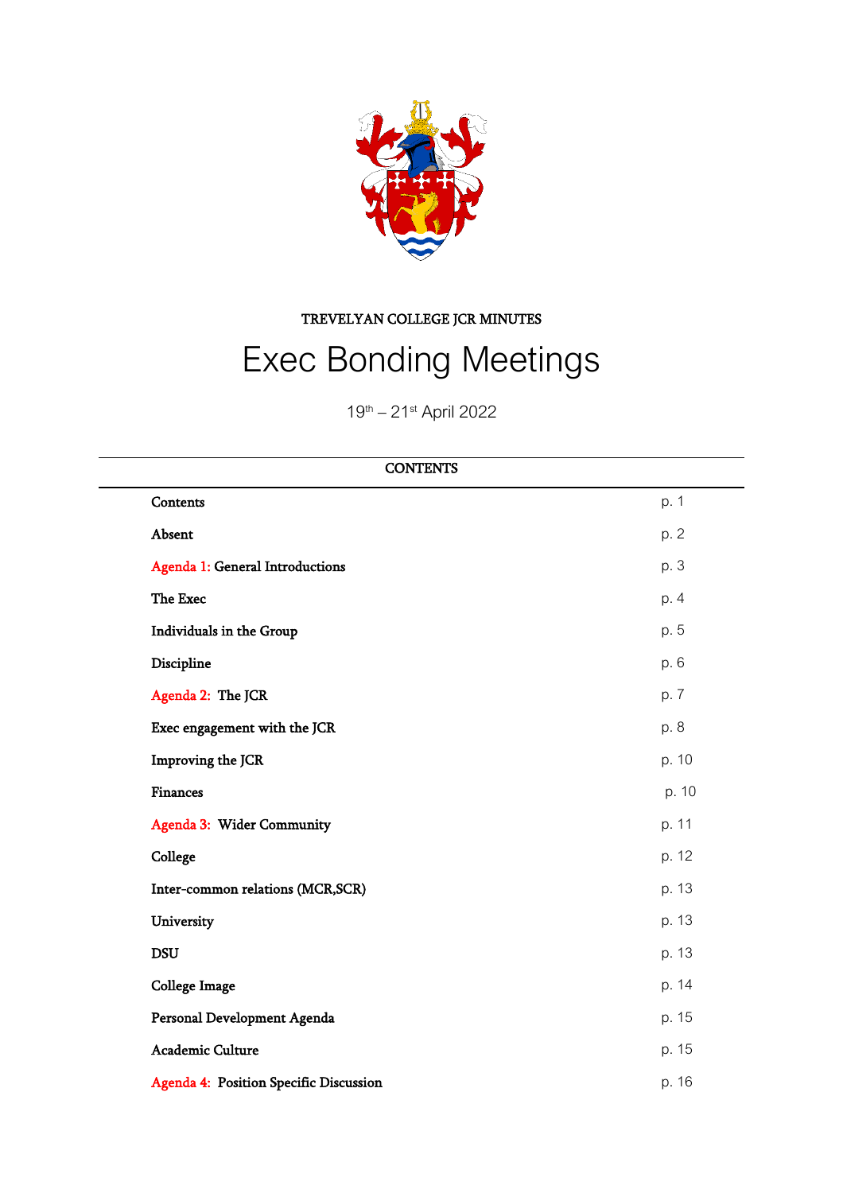TREVELYAN COLLEGE JCR MINUTES

# Exec Bonding Meetings

19th – 21st April 2022

## CONTENTS

| | |
|---|---|
| Contents | p. 1 |
| Absent | p. 2 |
| Agenda 1: General Introductions | p. 3 |
| The Exec | p. 4 |
| Individuals in the Group | p. 5 |
| Discipline | p. 6 |
| Agenda 2: The JCR | p. 7 |
| Exec engagement with the JCR | p. 8 |
| Improving the JCR | p. 10 |
| Finances | p. 10 |
| Agenda 3: Wider Community | p. 11 |
| College | p. 12 |
| Inter-common relations (MCR,SCR) | p. 13 |
| University | p. 13 |
| DSU | p. 13 |
| College Image | p. 14 |
| Personal Development Agenda | p. 15 |
| Academic Culture | p. 15 |
| Agenda 4: Position Specific Discussion | p. 16 |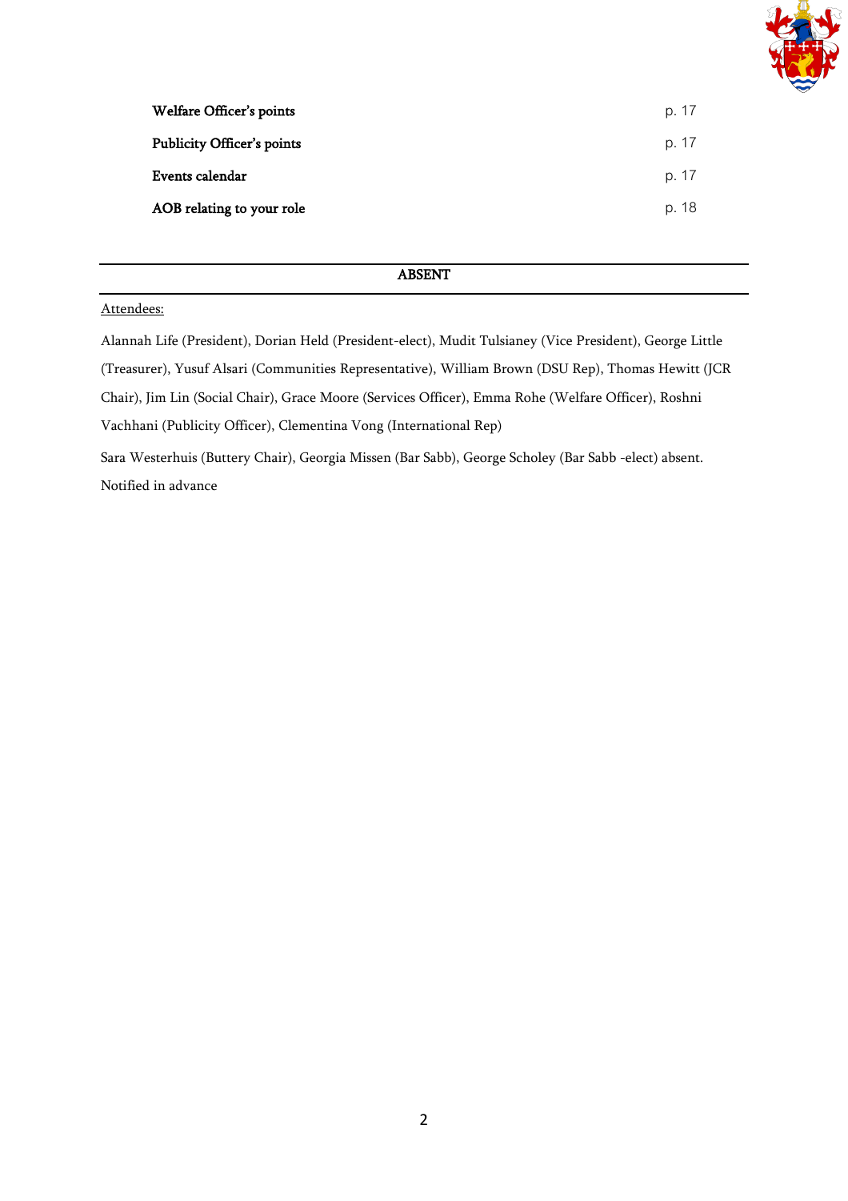| | |
|---|---|
| **Welfare Officer's points** | p. 17 |
| **Publicity Officer's points** | p. 17 |
| **Events calendar** | p. 17 |
| **AOB relating to your role** | p. 18 |

---

**ABSENT**

---

Attendees:

Alannah Life (President), Dorian Held (President-elect), Mudit Tulsianey (Vice President), George Little (Treasurer), Yusuf Alsari (Communities Representative), William Brown (DSU Rep), Thomas Hewitt (JCR Chair), Jim Lin (Social Chair), Grace Moore (Services Officer), Emma Rohe (Welfare Officer), Roshni Vachhani (Publicity Officer), Clementina Vong (International Rep)

Sara Westerhuis (Buttery Chair), Georgia Missen (Bar Sabb), George Scholey (Bar Sabb -elect) absent. Notified in advance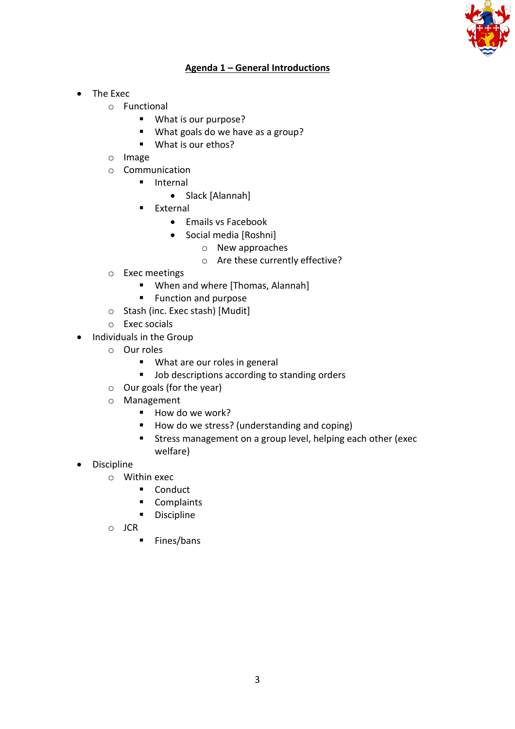## Agenda 1 – General Introductions

- The Exec
  - Functional
    - What is our purpose?
    - What goals do we have as a group?
    - What is our ethos?
  - Image
  - Communication
    - Internal
      - Slack [Alannah]
    - External
      - Emails vs Facebook
      - Social media [Roshni]
        - New approaches
        - Are these currently effective?
  - Exec meetings
    - When and where [Thomas, Alannah]
    - Function and purpose
  - Stash (inc. Exec stash) [Mudit]
  - Exec socials
- Individuals in the Group
  - Our roles
    - What are our roles in general
    - Job descriptions according to standing orders
  - Our goals (for the year)
  - Management
    - How do we work?
    - How do we stress? (understanding and coping)
    - Stress management on a group level, helping each other (exec welfare)
- Discipline
  - Within exec
    - Conduct
    - Complaints
    - Discipline
  - JCR
    - Fines/bans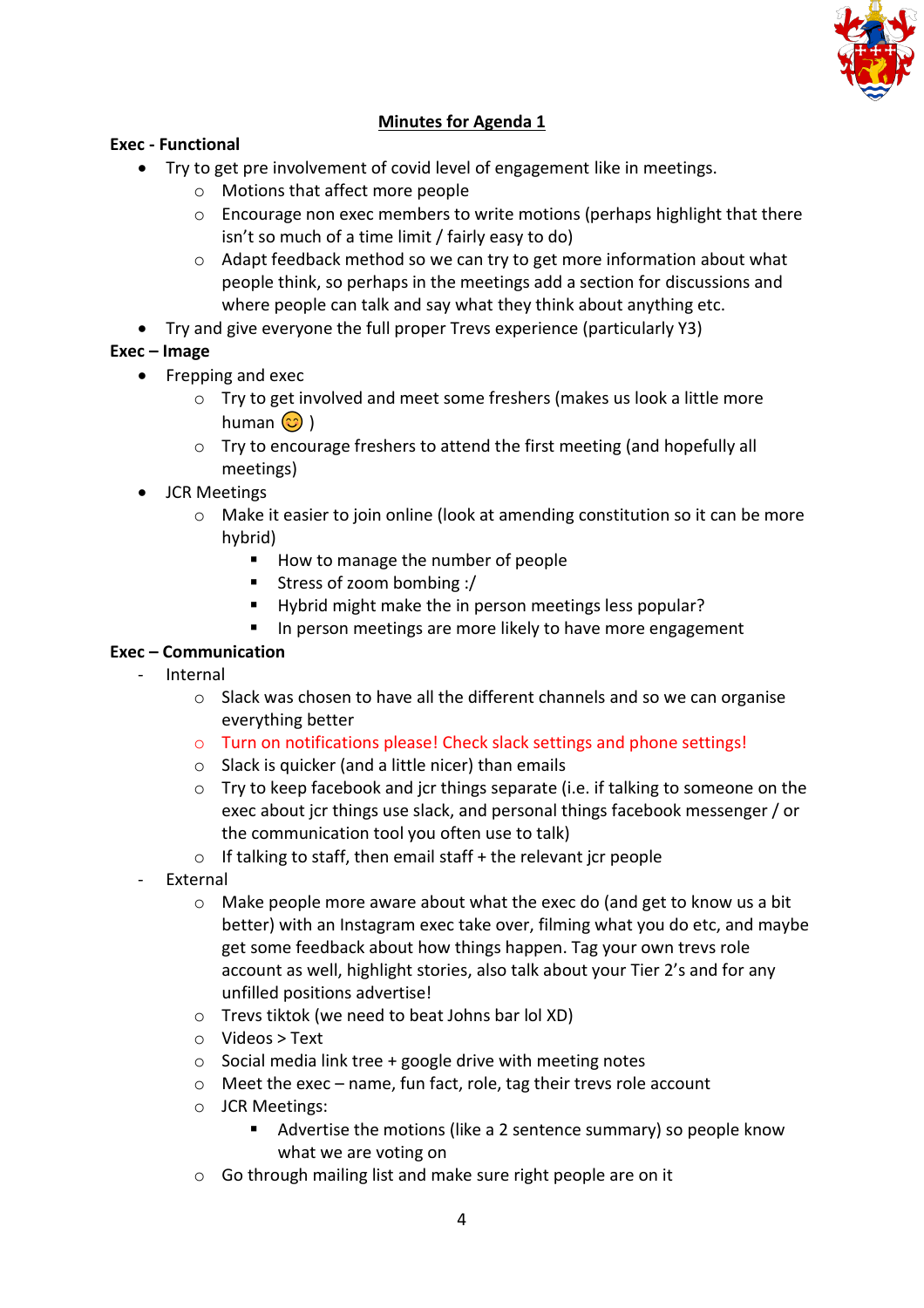## Minutes for Agenda 1

**Exec - Functional**

- Try to get pre involvement of covid level of engagement like in meetings.
  - Motions that affect more people
  - Encourage non exec members to write motions (perhaps highlight that there isn't so much of a time limit / fairly easy to do)
  - Adapt feedback method so we can try to get more information about what people think, so perhaps in the meetings add a section for discussions and where people can talk and say what they think about anything etc.
- Try and give everyone the full proper Trevs experience (particularly Y3)

**Exec – Image**

- Frepping and exec
  - Try to get involved and meet some freshers (makes us look a little more human 😊 )
  - Try to encourage freshers to attend the first meeting (and hopefully all meetings)
- JCR Meetings
  - Make it easier to join online (look at amending constitution so it can be more hybrid)
    - How to manage the number of people
    - Stress of zoom bombing :/
    - Hybrid might make the in person meetings less popular?
    - In person meetings are more likely to have more engagement

**Exec – Communication**

- Internal
  - Slack was chosen to have all the different channels and so we can organise everything better
  - Turn on notifications please! Check slack settings and phone settings!
  - Slack is quicker (and a little nicer) than emails
  - Try to keep facebook and jcr things separate (i.e. if talking to someone on the exec about jcr things use slack, and personal things facebook messenger / or the communication tool you often use to talk)
  - If talking to staff, then email staff + the relevant jcr people
- External
  - Make people more aware about what the exec do (and get to know us a bit better) with an Instagram exec take over, filming what you do etc, and maybe get some feedback about how things happen. Tag your own trevs role account as well, highlight stories, also talk about your Tier 2's and for any unfilled positions advertise!
  - Trevs tiktok (we need to beat Johns bar lol XD)
  - Videos > Text
  - Social media link tree + google drive with meeting notes
  - Meet the exec – name, fun fact, role, tag their trevs role account
  - JCR Meetings:
    - Advertise the motions (like a 2 sentence summary) so people know what we are voting on
  - Go through mailing list and make sure right people are on it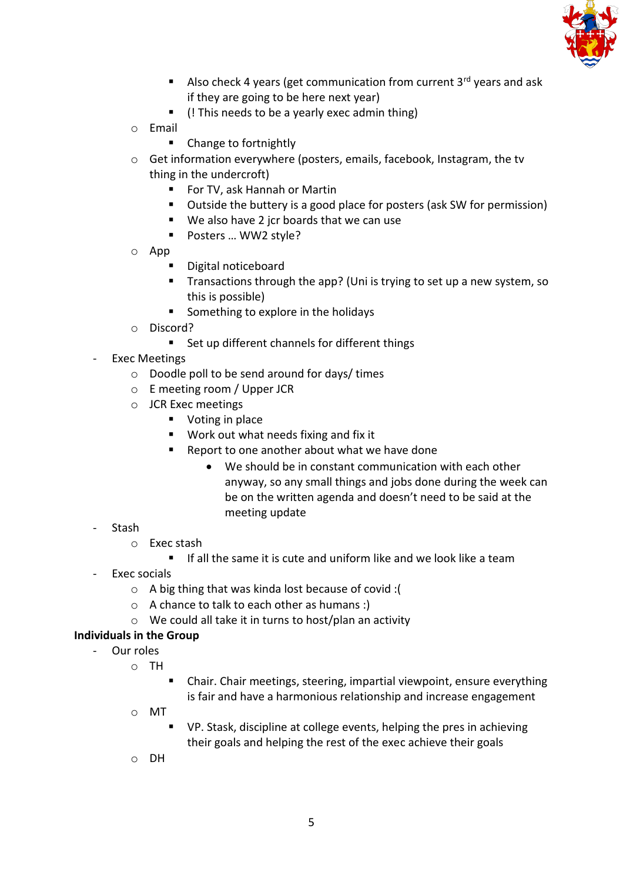- Also check 4 years (get communication from current 3rd years and ask if they are going to be here next year)
    - (! This needs to be a yearly exec admin thing)
  - Email
    - Change to fortnightly
  - Get information everywhere (posters, emails, facebook, Instagram, the tv thing in the undercroft)
    - For TV, ask Hannah or Martin
    - Outside the buttery is a good place for posters (ask SW for permission)
    - We also have 2 jcr boards that we can use
    - Posters … WW2 style?
  - App
    - Digital noticeboard
    - Transactions through the app? (Uni is trying to set up a new system, so this is possible)
    - Something to explore in the holidays
  - Discord?
    - Set up different channels for different things
- Exec Meetings
  - Doodle poll to be send around for days/ times
  - E meeting room / Upper JCR
  - JCR Exec meetings
    - Voting in place
    - Work out what needs fixing and fix it
    - Report to one another about what we have done
      - We should be in constant communication with each other anyway, so any small things and jobs done during the week can be on the written agenda and doesn't need to be said at the meeting update
- Stash
  - Exec stash
    - If all the same it is cute and uniform like and we look like a team
- Exec socials
  - A big thing that was kinda lost because of covid :(
  - A chance to talk to each other as humans :)
  - We could all take it in turns to host/plan an activity

**Individuals in the Group**

- Our roles
  - TH
    - Chair. Chair meetings, steering, impartial viewpoint, ensure everything is fair and have a harmonious relationship and increase engagement
  - MT
    - VP. Stask, discipline at college events, helping the pres in achieving their goals and helping the rest of the exec achieve their goals
  - DH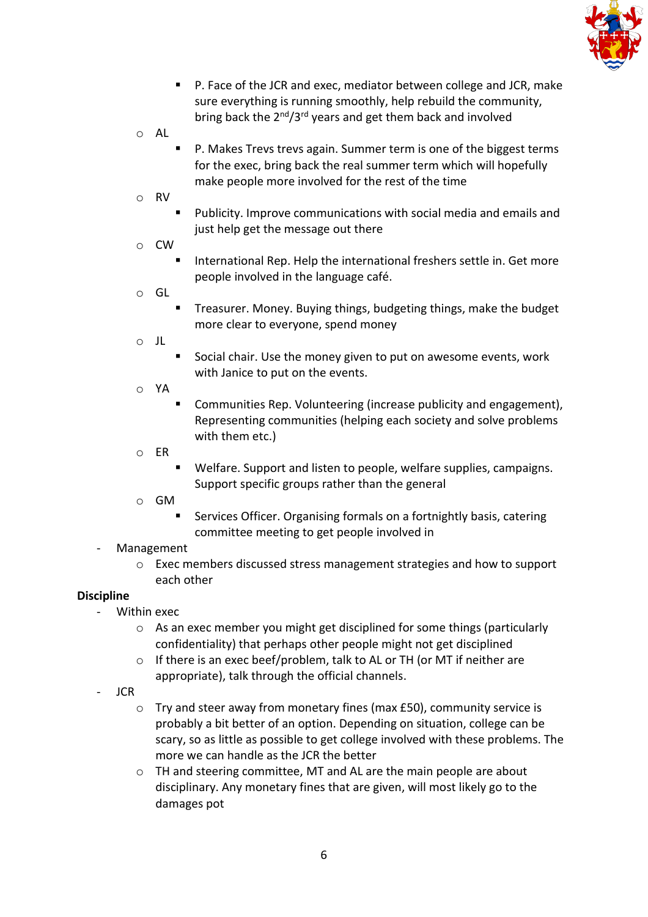- P. Face of the JCR and exec, mediator between college and JCR, make sure everything is running smoothly, help rebuild the community, bring back the 2nd/3rd years and get them back and involved
    - AL
        - P. Makes Trevs trevs again. Summer term is one of the biggest terms for the exec, bring back the real summer term which will hopefully make people more involved for the rest of the time
    - RV
        - Publicity. Improve communications with social media and emails and just help get the message out there
    - CW
        - International Rep. Help the international freshers settle in. Get more people involved in the language café.
    - GL
        - Treasurer. Money. Buying things, budgeting things, make the budget more clear to everyone, spend money
    - JL
        - Social chair. Use the money given to put on awesome events, work with Janice to put on the events.
    - YA
        - Communities Rep. Volunteering (increase publicity and engagement), Representing communities (helping each society and solve problems with them etc.)
    - ER
        - Welfare. Support and listen to people, welfare supplies, campaigns. Support specific groups rather than the general
    - GM
        - Services Officer. Organising formals on a fortnightly basis, catering committee meeting to get people involved in
- Management
    - Exec members discussed stress management strategies and how to support each other

**Discipline**

- Within exec
    - As an exec member you might get disciplined for some things (particularly confidentiality) that perhaps other people might not get disciplined
    - If there is an exec beef/problem, talk to AL or TH (or MT if neither are appropriate), talk through the official channels.
- JCR
    - Try and steer away from monetary fines (max £50), community service is probably a bit better of an option. Depending on situation, college can be scary, so as little as possible to get college involved with these problems. The more we can handle as the JCR the better
    - TH and steering committee, MT and AL are the main people are about disciplinary. Any monetary fines that are given, will most likely go to the damages pot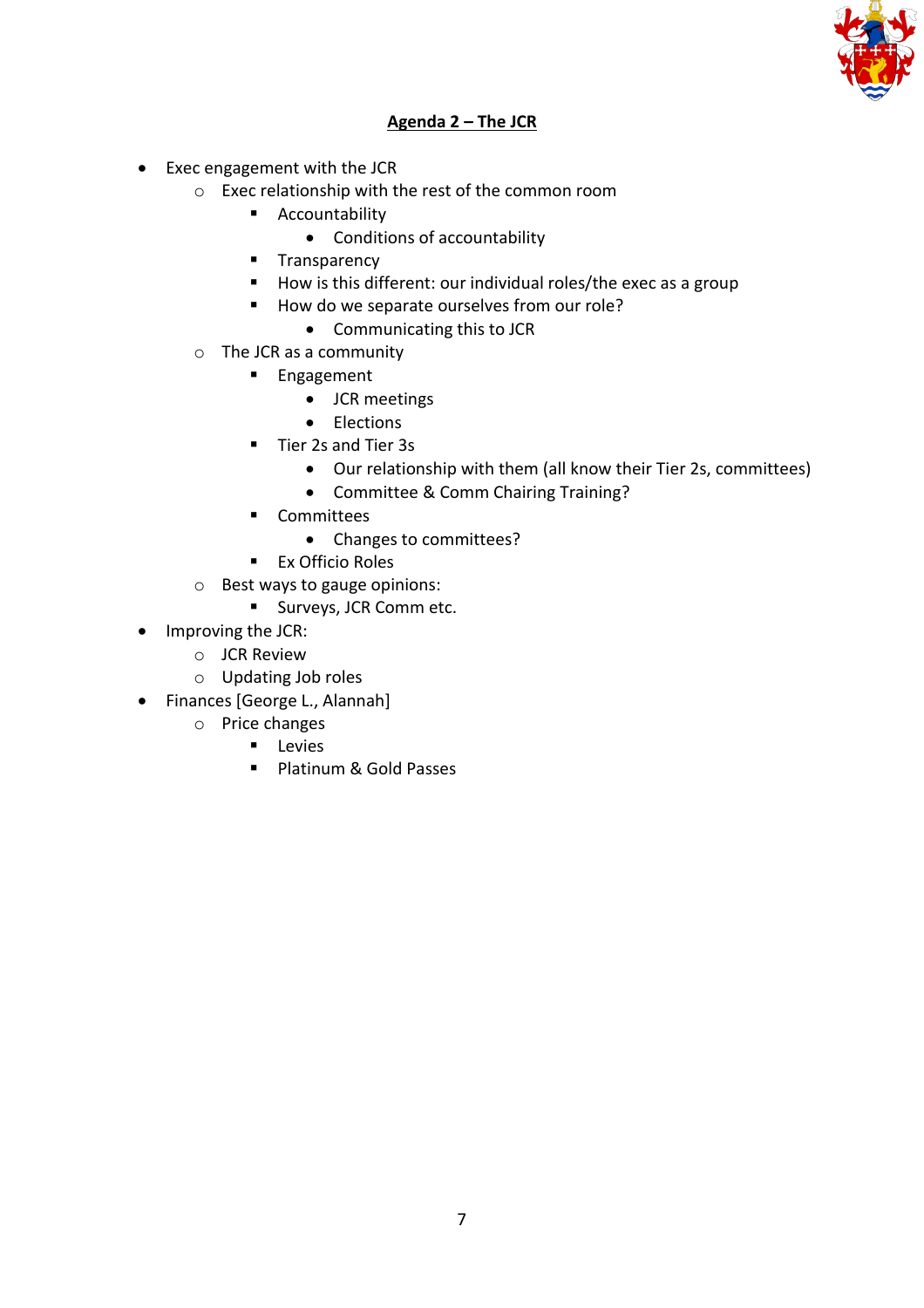## Agenda 2 – The JCR

- Exec engagement with the JCR
    - Exec relationship with the rest of the common room
        - Accountability
            - Conditions of accountability
        - Transparency
        - How is this different: our individual roles/the exec as a group
        - How do we separate ourselves from our role?
            - Communicating this to JCR
    - The JCR as a community
        - Engagement
            - JCR meetings
            - Elections
        - Tier 2s and Tier 3s
            - Our relationship with them (all know their Tier 2s, committees)
            - Committee & Comm Chairing Training?
        - Committees
            - Changes to committees?
        - Ex Officio Roles
    - Best ways to gauge opinions:
        - Surveys, JCR Comm etc.
- Improving the JCR:
    - JCR Review
    - Updating Job roles
- Finances [George L., Alannah]
    - Price changes
        - Levies
        - Platinum & Gold Passes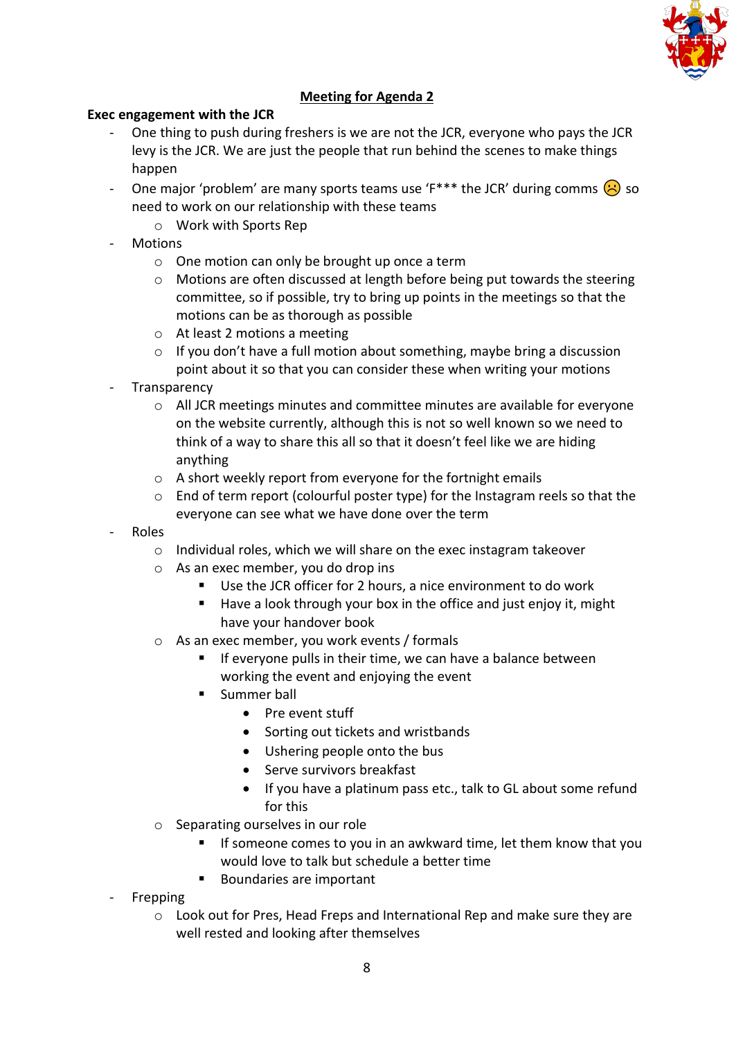## Meeting for Agenda 2

**Exec engagement with the JCR**

- One thing to push during freshers is we are not the JCR, everyone who pays the JCR levy is the JCR. We are just the people that run behind the scenes to make things happen
- One major 'problem' are many sports teams use 'F*** the JCR' during comms ☹ so need to work on our relationship with these teams
  - Work with Sports Rep
- Motions
  - One motion can only be brought up once a term
  - Motions are often discussed at length before being put towards the steering committee, so if possible, try to bring up points in the meetings so that the motions can be as thorough as possible
  - At least 2 motions a meeting
  - If you don't have a full motion about something, maybe bring a discussion point about it so that you can consider these when writing your motions
- Transparency
  - All JCR meetings minutes and committee minutes are available for everyone on the website currently, although this is not so well known so we need to think of a way to share this all so that it doesn't feel like we are hiding anything
  - A short weekly report from everyone for the fortnight emails
  - End of term report (colourful poster type) for the Instagram reels so that the everyone can see what we have done over the term
- Roles
  - Individual roles, which we will share on the exec instagram takeover
  - As an exec member, you do drop ins
    - Use the JCR officer for 2 hours, a nice environment to do work
    - Have a look through your box in the office and just enjoy it, might have your handover book
  - As an exec member, you work events / formals
    - If everyone pulls in their time, we can have a balance between working the event and enjoying the event
    - Summer ball
      - Pre event stuff
      - Sorting out tickets and wristbands
      - Ushering people onto the bus
      - Serve survivors breakfast
      - If you have a platinum pass etc., talk to GL about some refund for this
  - Separating ourselves in our role
    - If someone comes to you in an awkward time, let them know that you would love to talk but schedule a better time
    - Boundaries are important
- Frepping
  - Look out for Pres, Head Freps and International Rep and make sure they are well rested and looking after themselves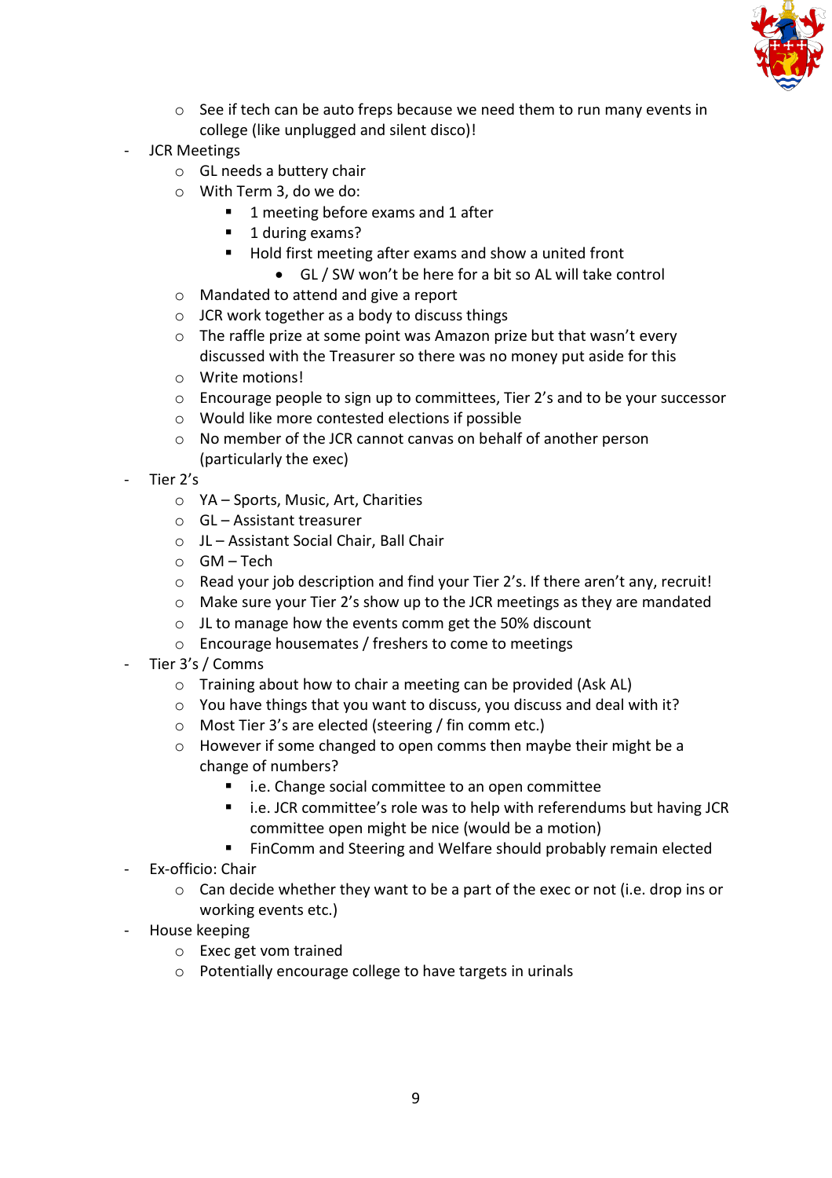- See if tech can be auto freps because we need them to run many events in college (like unplugged and silent disco)!
- JCR Meetings
  - GL needs a buttery chair
  - With Term 3, do we do:
    - 1 meeting before exams and 1 after
    - 1 during exams?
    - Hold first meeting after exams and show a united front
      - GL / SW won't be here for a bit so AL will take control
  - Mandated to attend and give a report
  - JCR work together as a body to discuss things
  - The raffle prize at some point was Amazon prize but that wasn't every discussed with the Treasurer so there was no money put aside for this
  - Write motions!
  - Encourage people to sign up to committees, Tier 2's and to be your successor
  - Would like more contested elections if possible
  - No member of the JCR cannot canvas on behalf of another person (particularly the exec)
- Tier 2's
  - YA – Sports, Music, Art, Charities
  - GL – Assistant treasurer
  - JL – Assistant Social Chair, Ball Chair
  - GM – Tech
  - Read your job description and find your Tier 2's. If there aren't any, recruit!
  - Make sure your Tier 2's show up to the JCR meetings as they are mandated
  - JL to manage how the events comm get the 50% discount
  - Encourage housemates / freshers to come to meetings
- Tier 3's / Comms
  - Training about how to chair a meeting can be provided (Ask AL)
  - You have things that you want to discuss, you discuss and deal with it?
  - Most Tier 3's are elected (steering / fin comm etc.)
  - However if some changed to open comms then maybe their might be a change of numbers?
    - i.e. Change social committee to an open committee
    - i.e. JCR committee's role was to help with referendums but having JCR committee open might be nice (would be a motion)
    - FinComm and Steering and Welfare should probably remain elected
- Ex-officio: Chair
  - Can decide whether they want to be a part of the exec or not (i.e. drop ins or working events etc.)
- House keeping
  - Exec get vom trained
  - Potentially encourage college to have targets in urinals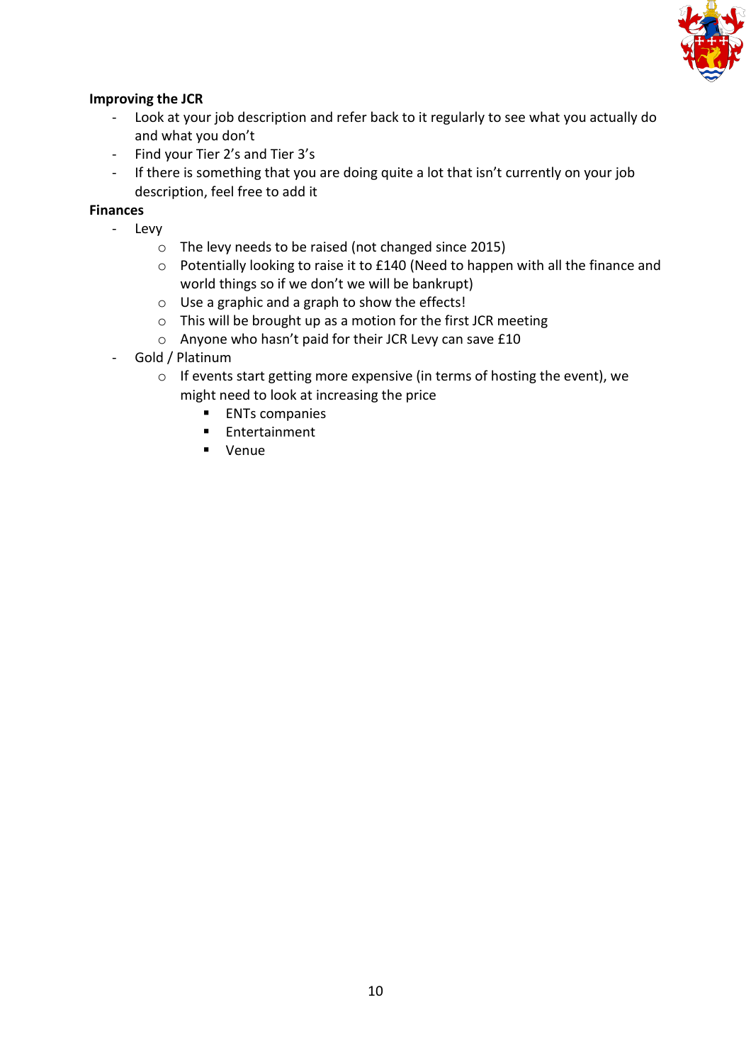**Improving the JCR**

- Look at your job description and refer back to it regularly to see what you actually do and what you don't
- Find your Tier 2's and Tier 3's
- If there is something that you are doing quite a lot that isn't currently on your job description, feel free to add it

**Finances**

- Levy
    - The levy needs to be raised (not changed since 2015)
    - Potentially looking to raise it to £140 (Need to happen with all the finance and world things so if we don't we will be bankrupt)
    - Use a graphic and a graph to show the effects!
    - This will be brought up as a motion for the first JCR meeting
    - Anyone who hasn't paid for their JCR Levy can save £10
- Gold / Platinum
    - If events start getting more expensive (in terms of hosting the event), we might need to look at increasing the price
        - ENTs companies
        - Entertainment
        - Venue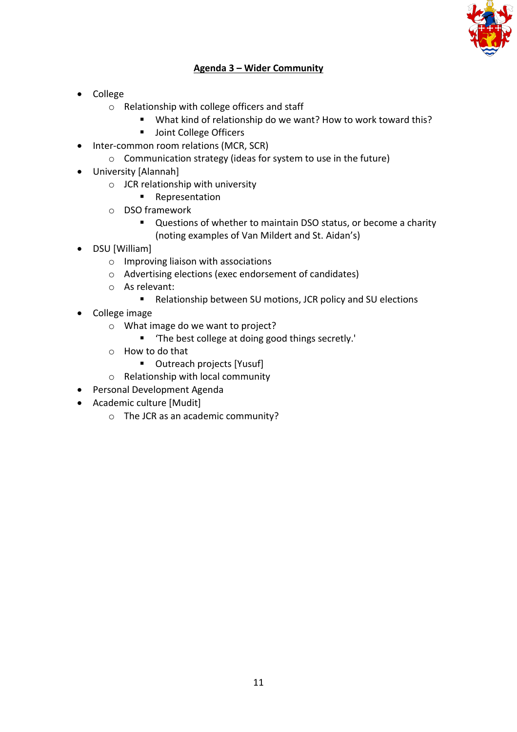**Agenda 3 – Wider Community**

- College
  - Relationship with college officers and staff
    - What kind of relationship do we want? How to work toward this?
    - Joint College Officers
- Inter-common room relations (MCR, SCR)
  - Communication strategy (ideas for system to use in the future)
- University [Alannah]
  - JCR relationship with university
    - Representation
  - DSO framework
    - Questions of whether to maintain DSO status, or become a charity (noting examples of Van Mildert and St. Aidan's)
- DSU [William]
  - Improving liaison with associations
  - Advertising elections (exec endorsement of candidates)
  - As relevant:
    - Relationship between SU motions, JCR policy and SU elections
- College image
  - What image do we want to project?
    - 'The best college at doing good things secretly.'
  - How to do that
    - Outreach projects [Yusuf]
  - Relationship with local community
- Personal Development Agenda
- Academic culture [Mudit]
  - The JCR as an academic community?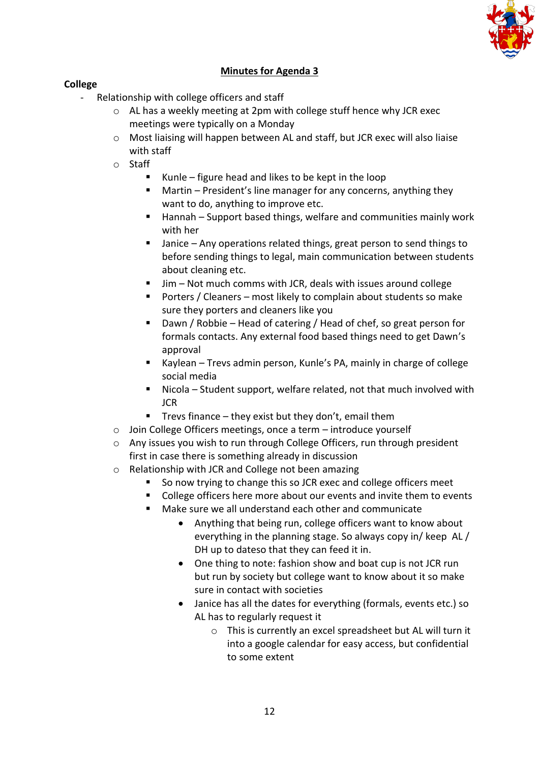## Minutes for Agenda 3

**College**

- Relationship with college officers and staff
  - AL has a weekly meeting at 2pm with college stuff hence why JCR exec meetings were typically on a Monday
  - Most liaising will happen between AL and staff, but JCR exec will also liaise with staff
  - Staff
    - Kunle – figure head and likes to be kept in the loop
    - Martin – President's line manager for any concerns, anything they want to do, anything to improve etc.
    - Hannah – Support based things, welfare and communities mainly work with her
    - Janice – Any operations related things, great person to send things to before sending things to legal, main communication between students about cleaning etc.
    - Jim – Not much comms with JCR, deals with issues around college
    - Porters / Cleaners – most likely to complain about students so make sure they porters and cleaners like you
    - Dawn / Robbie – Head of catering / Head of chef, so great person for formals contacts. Any external food based things need to get Dawn's approval
    - Kaylean – Trevs admin person, Kunle's PA, mainly in charge of college social media
    - Nicola – Student support, welfare related, not that much involved with JCR
    - Trevs finance – they exist but they don't, email them
  - Join College Officers meetings, once a term – introduce yourself
  - Any issues you wish to run through College Officers, run through president first in case there is something already in discussion
  - Relationship with JCR and College not been amazing
    - So now trying to change this so JCR exec and college officers meet
    - College officers here more about our events and invite them to events
    - Make sure we all understand each other and communicate
      - Anything that being run, college officers want to know about everything in the planning stage. So always copy in/ keep AL / DH up to dateso that they can feed it in.
      - One thing to note: fashion show and boat cup is not JCR run but run by society but college want to know about it so make sure in contact with societies
      - Janice has all the dates for everything (formals, events etc.) so AL has to regularly request it
        - This is currently an excel spreadsheet but AL will turn it into a google calendar for easy access, but confidential to some extent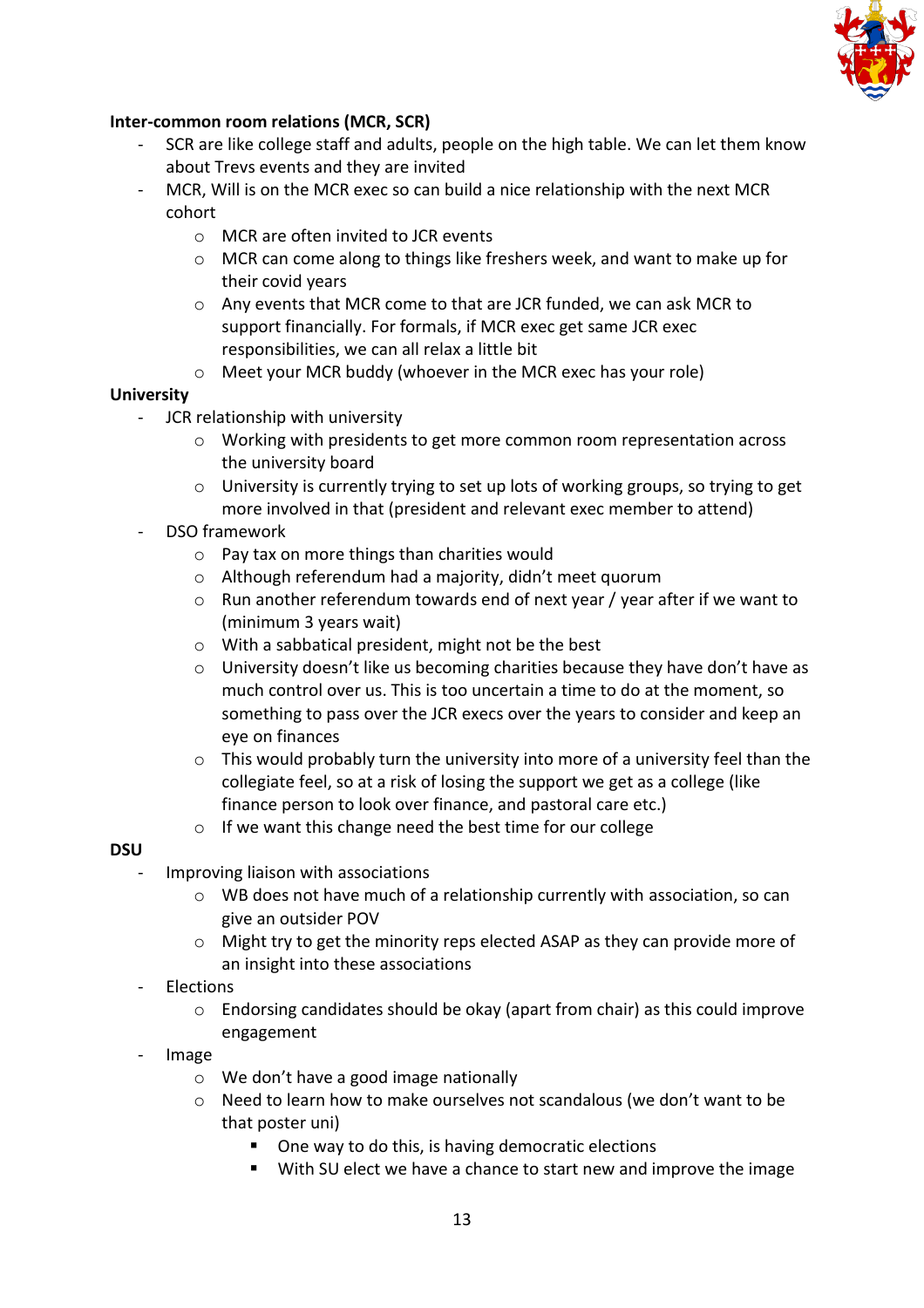**Inter-common room relations (MCR, SCR)**

- SCR are like college staff and adults, people on the high table. We can let them know about Trevs events and they are invited
- MCR, Will is on the MCR exec so can build a nice relationship with the next MCR cohort
    - MCR are often invited to JCR events
    - MCR can come along to things like freshers week, and want to make up for their covid years
    - Any events that MCR come to that are JCR funded, we can ask MCR to support financially. For formals, if MCR exec get same JCR exec responsibilities, we can all relax a little bit
    - Meet your MCR buddy (whoever in the MCR exec has your role)

**University**

- JCR relationship with university
    - Working with presidents to get more common room representation across the university board
    - University is currently trying to set up lots of working groups, so trying to get more involved in that (president and relevant exec member to attend)
- DSO framework
    - Pay tax on more things than charities would
    - Although referendum had a majority, didn't meet quorum
    - Run another referendum towards end of next year / year after if we want to (minimum 3 years wait)
    - With a sabbatical president, might not be the best
    - University doesn't like us becoming charities because they have don't have as much control over us. This is too uncertain a time to do at the moment, so something to pass over the JCR execs over the years to consider and keep an eye on finances
    - This would probably turn the university into more of a university feel than the collegiate feel, so at a risk of losing the support we get as a college (like finance person to look over finance, and pastoral care etc.)
    - If we want this change need the best time for our college

**DSU**

- Improving liaison with associations
    - WB does not have much of a relationship currently with association, so can give an outsider POV
    - Might try to get the minority reps elected ASAP as they can provide more of an insight into these associations
- Elections
    - Endorsing candidates should be okay (apart from chair) as this could improve engagement
- Image
    - We don't have a good image nationally
    - Need to learn how to make ourselves not scandalous (we don't want to be that poster uni)
        - One way to do this, is having democratic elections
        - With SU elect we have a chance to start new and improve the image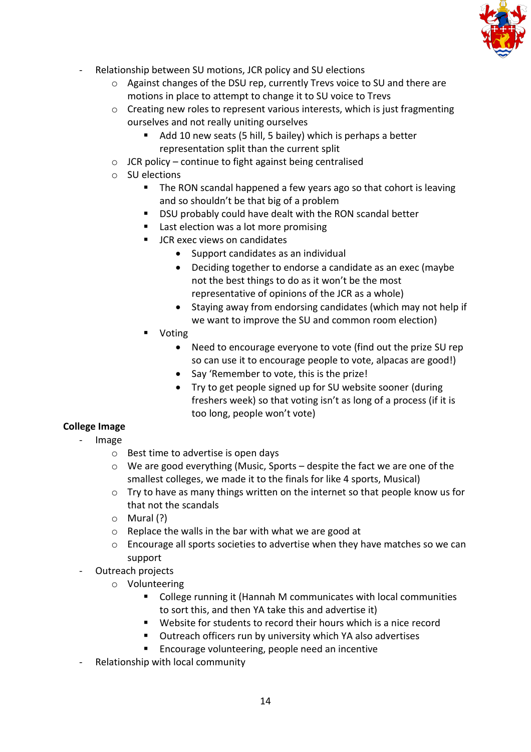- Relationship between SU motions, JCR policy and SU elections
    - Against changes of the DSU rep, currently Trevs voice to SU and there are motions in place to attempt to change it to SU voice to Trevs
    - Creating new roles to represent various interests, which is just fragmenting ourselves and not really uniting ourselves
        - Add 10 new seats (5 hill, 5 bailey) which is perhaps a better representation split than the current split
    - JCR policy – continue to fight against being centralised
    - SU elections
        - The RON scandal happened a few years ago so that cohort is leaving and so shouldn't be that big of a problem
        - DSU probably could have dealt with the RON scandal better
        - Last election was a lot more promising
        - JCR exec views on candidates
            - Support candidates as an individual
            - Deciding together to endorse a candidate as an exec (maybe not the best things to do as it won't be the most representative of opinions of the JCR as a whole)
            - Staying away from endorsing candidates (which may not help if we want to improve the SU and common room election)
        - Voting
            - Need to encourage everyone to vote (find out the prize SU rep so can use it to encourage people to vote, alpacas are good!)
            - Say 'Remember to vote, this is the prize!
            - Try to get people signed up for SU website sooner (during freshers week) so that voting isn't as long of a process (if it is too long, people won't vote)

**College Image**

- Image
    - Best time to advertise is open days
    - We are good everything (Music, Sports – despite the fact we are one of the smallest colleges, we made it to the finals for like 4 sports, Musical)
    - Try to have as many things written on the internet so that people know us for that not the scandals
    - Mural (?)
    - Replace the walls in the bar with what we are good at
    - Encourage all sports societies to advertise when they have matches so we can support
- Outreach projects
    - Volunteering
        - College running it (Hannah M communicates with local communities to sort this, and then YA take this and advertise it)
        - Website for students to record their hours which is a nice record
        - Outreach officers run by university which YA also advertises
        - Encourage volunteering, people need an incentive
- Relationship with local community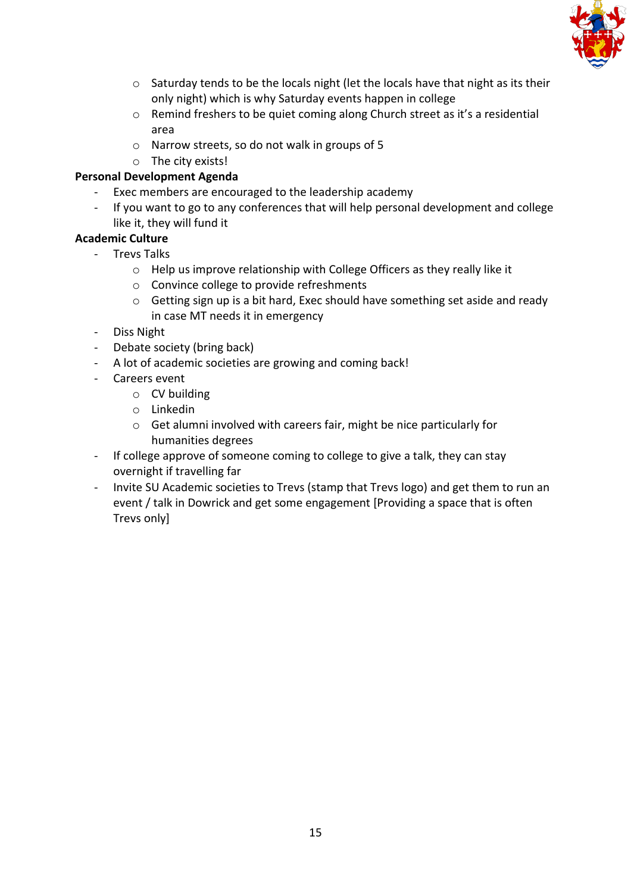- Saturday tends to be the locals night (let the locals have that night as its their only night) which is why Saturday events happen in college
  - Remind freshers to be quiet coming along Church street as it's a residential area
  - Narrow streets, so do not walk in groups of 5
  - The city exists!

**Personal Development Agenda**

- Exec members are encouraged to the leadership academy
- If you want to go to any conferences that will help personal development and college like it, they will fund it

**Academic Culture**

- Trevs Talks
  - Help us improve relationship with College Officers as they really like it
  - Convince college to provide refreshments
  - Getting sign up is a bit hard, Exec should have something set aside and ready in case MT needs it in emergency
- Diss Night
- Debate society (bring back)
- A lot of academic societies are growing and coming back!
- Careers event
  - CV building
  - Linkedin
  - Get alumni involved with careers fair, might be nice particularly for humanities degrees
- If college approve of someone coming to college to give a talk, they can stay overnight if travelling far
- Invite SU Academic societies to Trevs (stamp that Trevs logo) and get them to run an event / talk in Dowrick and get some engagement [Providing a space that is often Trevs only]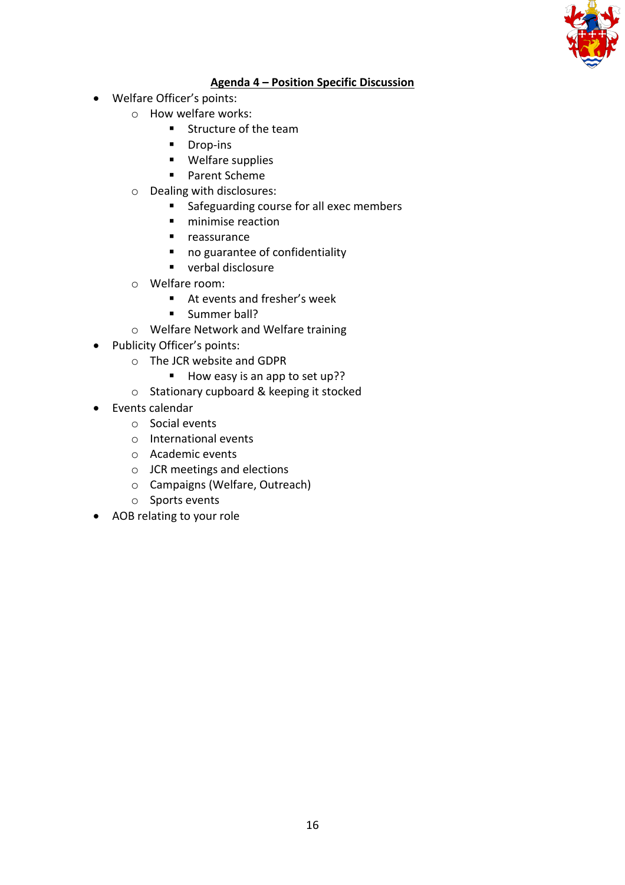## Agenda 4 – Position Specific Discussion

- Welfare Officer's points:
  - How welfare works:
    - Structure of the team
    - Drop-ins
    - Welfare supplies
    - Parent Scheme
  - Dealing with disclosures:
    - Safeguarding course for all exec members
    - minimise reaction
    - reassurance
    - no guarantee of confidentiality
    - verbal disclosure
  - Welfare room:
    - At events and fresher's week
    - Summer ball?
  - Welfare Network and Welfare training
- Publicity Officer's points:
  - The JCR website and GDPR
    - How easy is an app to set up??
  - Stationary cupboard & keeping it stocked
- Events calendar
  - Social events
  - International events
  - Academic events
  - JCR meetings and elections
  - Campaigns (Welfare, Outreach)
  - Sports events
- AOB relating to your role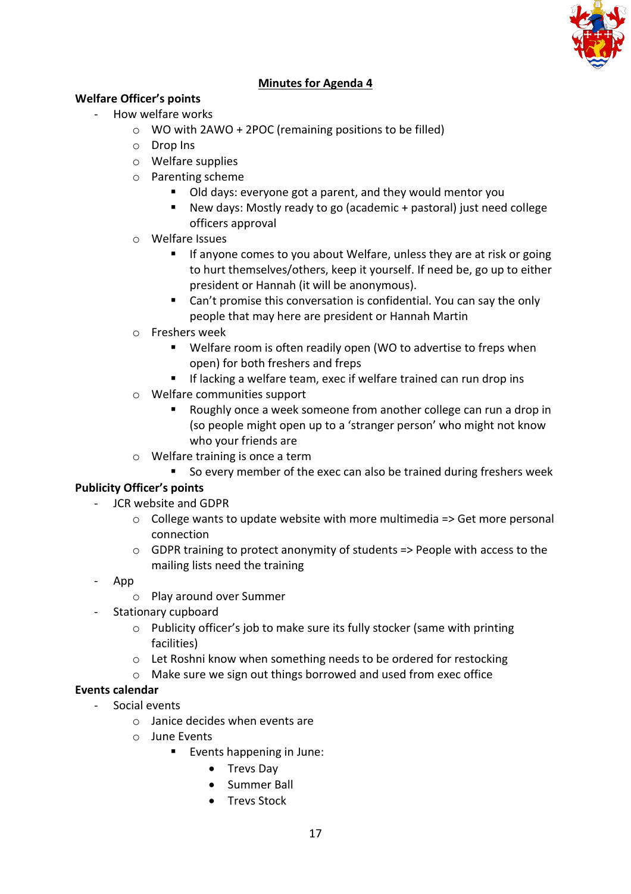## Minutes for Agenda 4

**Welfare Officer's points**

- How welfare works
  - WO with 2AWO + 2POC (remaining positions to be filled)
  - Drop Ins
  - Welfare supplies
  - Parenting scheme
    - Old days: everyone got a parent, and they would mentor you
    - New days: Mostly ready to go (academic + pastoral) just need college officers approval
  - Welfare Issues
    - If anyone comes to you about Welfare, unless they are at risk or going to hurt themselves/others, keep it yourself. If need be, go up to either president or Hannah (it will be anonymous).
    - Can't promise this conversation is confidential. You can say the only people that may here are president or Hannah Martin
  - Freshers week
    - Welfare room is often readily open (WO to advertise to freps when open) for both freshers and freps
    - If lacking a welfare team, exec if welfare trained can run drop ins
  - Welfare communities support
    - Roughly once a week someone from another college can run a drop in (so people might open up to a 'stranger person' who might not know who your friends are
  - Welfare training is once a term
    - So every member of the exec can also be trained during freshers week

**Publicity Officer's points**

- JCR website and GDPR
  - College wants to update website with more multimedia => Get more personal connection
  - GDPR training to protect anonymity of students => People with access to the mailing lists need the training
- App
  - Play around over Summer
- Stationary cupboard
  - Publicity officer's job to make sure its fully stocker (same with printing facilities)
  - Let Roshni know when something needs to be ordered for restocking
  - Make sure we sign out things borrowed and used from exec office

**Events calendar**

- Social events
  - Janice decides when events are
  - June Events
    - Events happening in June:
      - Trevs Day
      - Summer Ball
      - Trevs Stock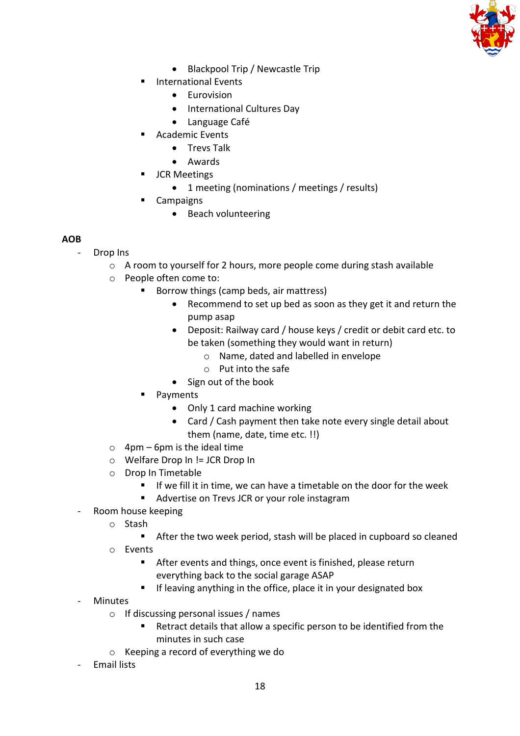- Blackpool Trip / Newcastle Trip
        - International Events
            - Eurovision
            - International Cultures Day
            - Language Café
        - Academic Events
            - Trevs Talk
            - Awards
        - JCR Meetings
            - 1 meeting (nominations / meetings / results)
        - Campaigns
            - Beach volunteering

**AOB**

- Drop Ins
    - A room to yourself for 2 hours, more people come during stash available
    - People often come to:
        - Borrow things (camp beds, air mattress)
            - Recommend to set up bed as soon as they get it and return the pump asap
            - Deposit: Railway card / house keys / credit or debit card etc. to be taken (something they would want in return)
                - Name, dated and labelled in envelope
                - Put into the safe
            - Sign out of the book
        - Payments
            - Only 1 card machine working
            - Card / Cash payment then take note every single detail about them (name, date, time etc. !!)
    - 4pm – 6pm is the ideal time
    - Welfare Drop In != JCR Drop In
    - Drop In Timetable
        - If we fill it in time, we can have a timetable on the door for the week
        - Advertise on Trevs JCR or your role instagram
- Room house keeping
    - Stash
        - After the two week period, stash will be placed in cupboard so cleaned
    - Events
        - After events and things, once event is finished, please return everything back to the social garage ASAP
        - If leaving anything in the office, place it in your designated box
- Minutes
    - If discussing personal issues / names
        - Retract details that allow a specific person to be identified from the minutes in such case
    - Keeping a record of everything we do
- Email lists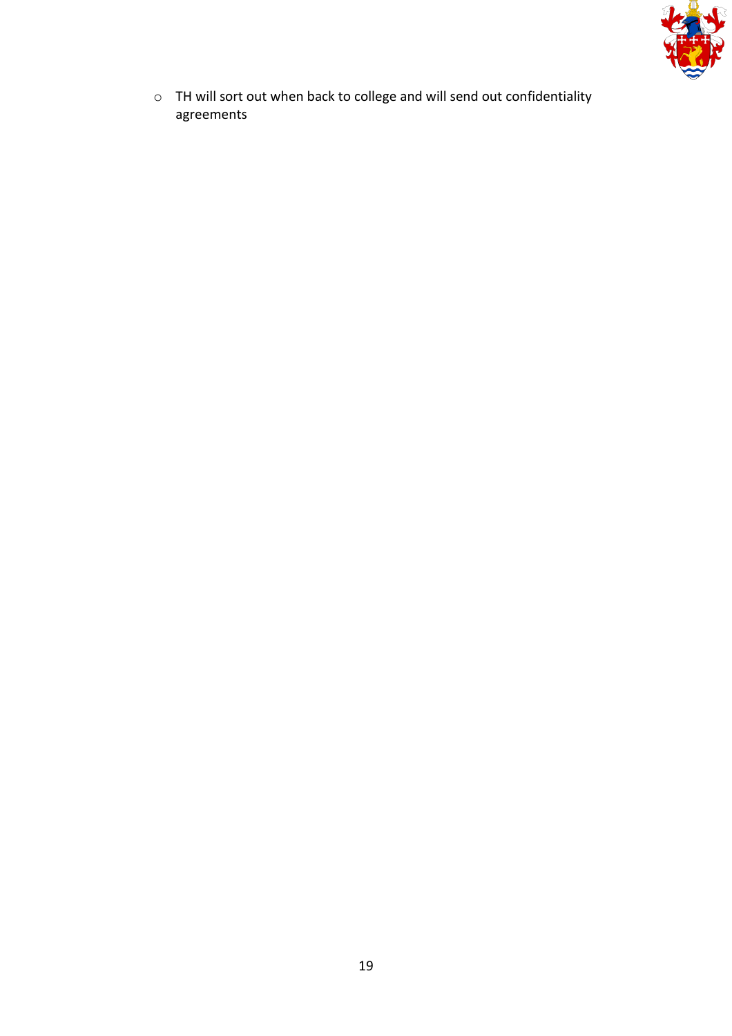- TH will sort out when back to college and will send out confidentiality agreements